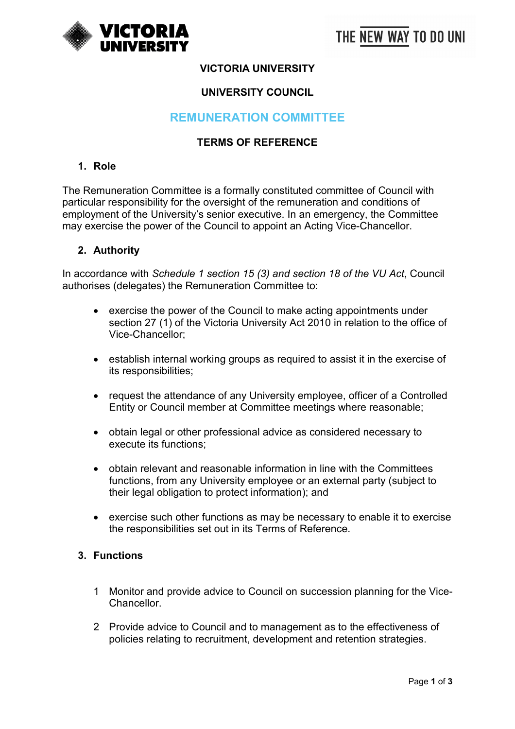# VICTORIA UNIVERSITY

## UNIVERSITY COUNCIL

## REMUNERATION COMMITTEE

## TERMS OF REFERENCE

### 1. Role

The Remuneration Committee is a formally constituted committee of Council with particular responsibility for the oversight of the remuneration and conditions of employment of the University's senior executive. In an emergency, the Committee may exercise the power of the Council to appoint an Acting Vice-Chancellor.

### 2. Authority

In accordance with *Schedule 1 section 15 (3) and section 18 of the VU Act*, Council authorises (delegates) the Remuneration Committee to:

- exercise the power of the Council to make acting appointments under section 27 (1) of the Victoria University Act 2010 in relation to the office of Vice-Chancellor;
- establish internal working groups as required to assist it in the exercise of its responsibilities;
- request the attendance of any University employee, officer of a Controlled Entity or Council member at Committee meetings where reasonable;
- obtain legal or other professional advice as considered necessary to execute its functions;
- obtain relevant and reasonable information in line with the Committees functions, from any University employee or an external party (subject to their legal obligation to protect information); and
- exercise such other functions as may be necessary to enable it to exercise the responsibilities set out in its Terms of Reference.

### 3. Functions

1. Monitor and provide advice to Council on succession planning for the Vice-Chancellor.
2. Provide advice to Council and to management as to the effectiveness of policies relating to recruitment, development and retention strategies.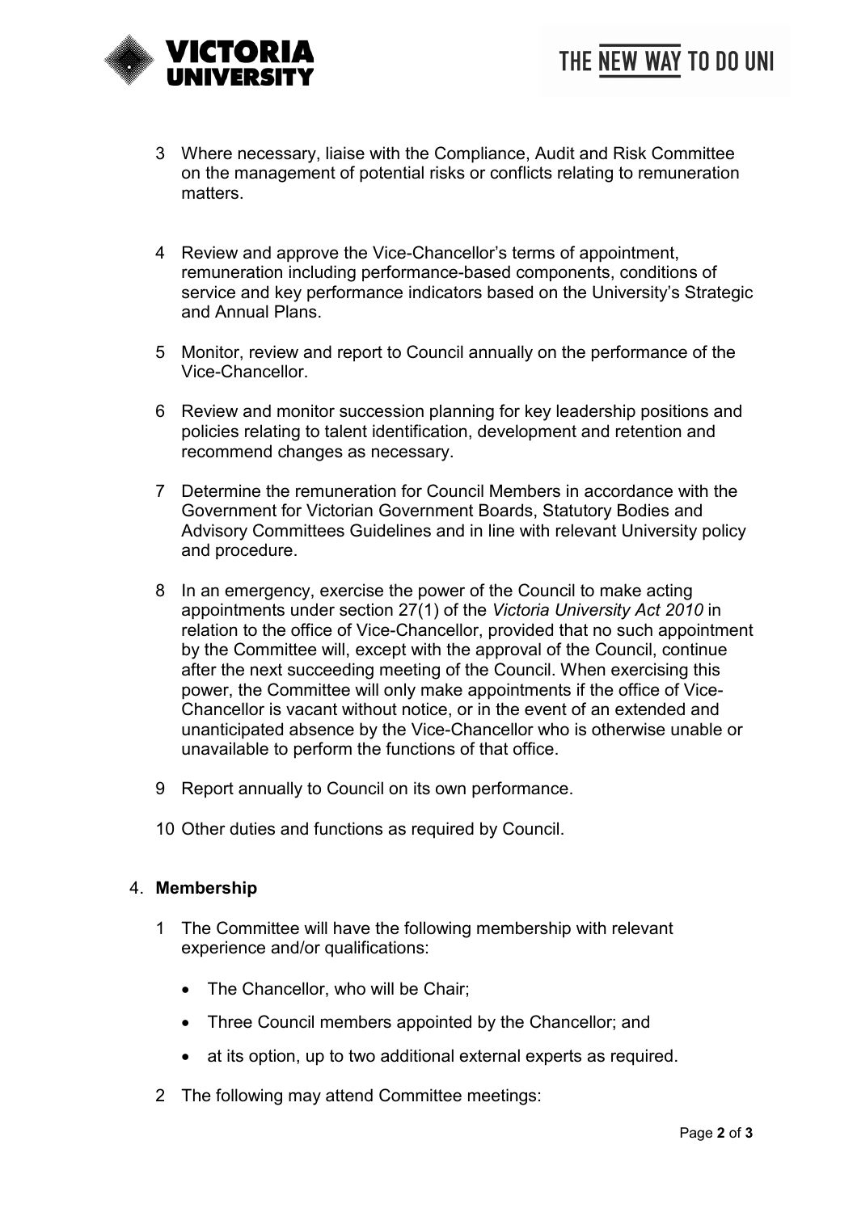3 Where necessary, liaise with the Compliance, Audit and Risk Committee on the management of potential risks or conflicts relating to remuneration matters.

4 Review and approve the Vice-Chancellor's terms of appointment, remuneration including performance-based components, conditions of service and key performance indicators based on the University's Strategic and Annual Plans.

5 Monitor, review and report to Council annually on the performance of the Vice-Chancellor.

6 Review and monitor succession planning for key leadership positions and policies relating to talent identification, development and retention and recommend changes as necessary.

7 Determine the remuneration for Council Members in accordance with the Government for Victorian Government Boards, Statutory Bodies and Advisory Committees Guidelines and in line with relevant University policy and procedure.

8 In an emergency, exercise the power of the Council to make acting appointments under section 27(1) of the *Victoria University Act 2010* in relation to the office of Vice-Chancellor, provided that no such appointment by the Committee will, except with the approval of the Council, continue after the next succeeding meeting of the Council. When exercising this power, the Committee will only make appointments if the office of Vice-Chancellor is vacant without notice, or in the event of an extended and unanticipated absence by the Vice-Chancellor who is otherwise unable or unavailable to perform the functions of that office.

9 Report annually to Council on its own performance.

10 Other duties and functions as required by Council.

## 4. **Membership**

1 The Committee will have the following membership with relevant experience and/or qualifications:

- The Chancellor, who will be Chair;
- Three Council members appointed by the Chancellor; and
- at its option, up to two additional external experts as required.

2 The following may attend Committee meetings: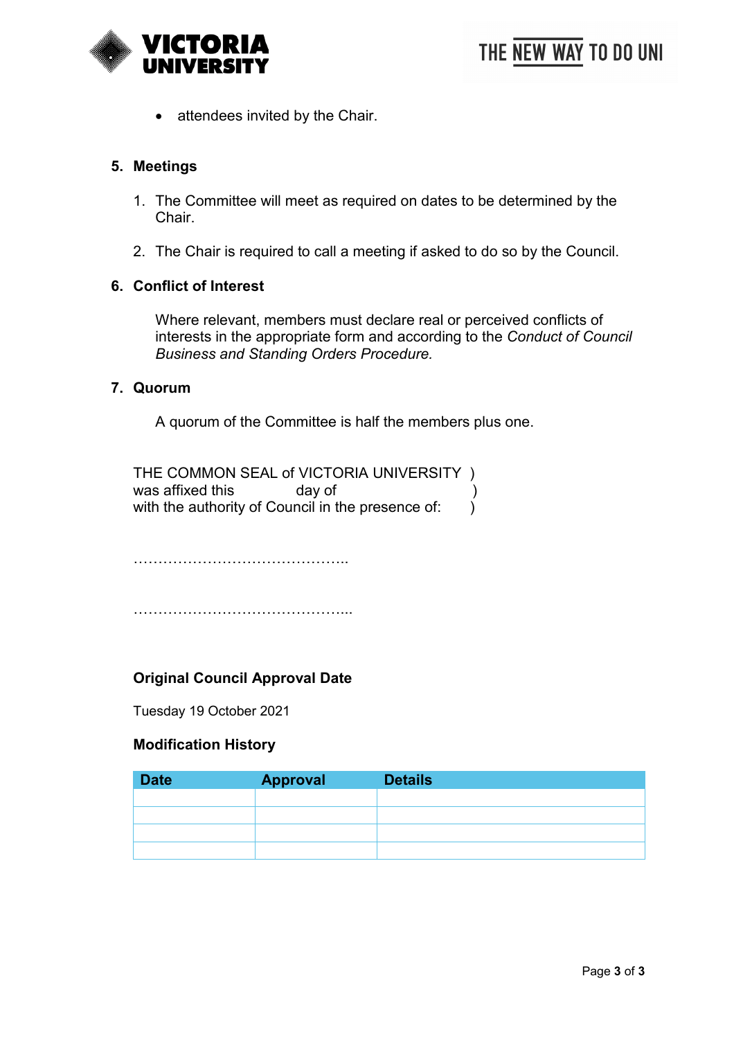- attendees invited by the Chair.

## 5. Meetings

1. The Committee will meet as required on dates to be determined by the Chair.

2. The Chair is required to call a meeting if asked to do so by the Council.

## 6. Conflict of Interest

Where relevant, members must declare real or perceived conflicts of interests in the appropriate form and according to the *Conduct of Council Business and Standing Orders Procedure.*

## 7. Quorum

A quorum of the Committee is half the members plus one.

THE COMMON SEAL of VICTORIA UNIVERSITY )
was affixed this day of )
with the authority of Council in the presence of: )

……………………………………..

……………………………………...

### Original Council Approval Date

Tuesday 19 October 2021

### Modification History

| Date | Approval | Details |
|---|---|---|
| | | |
| | | |
| | | |
| | | |